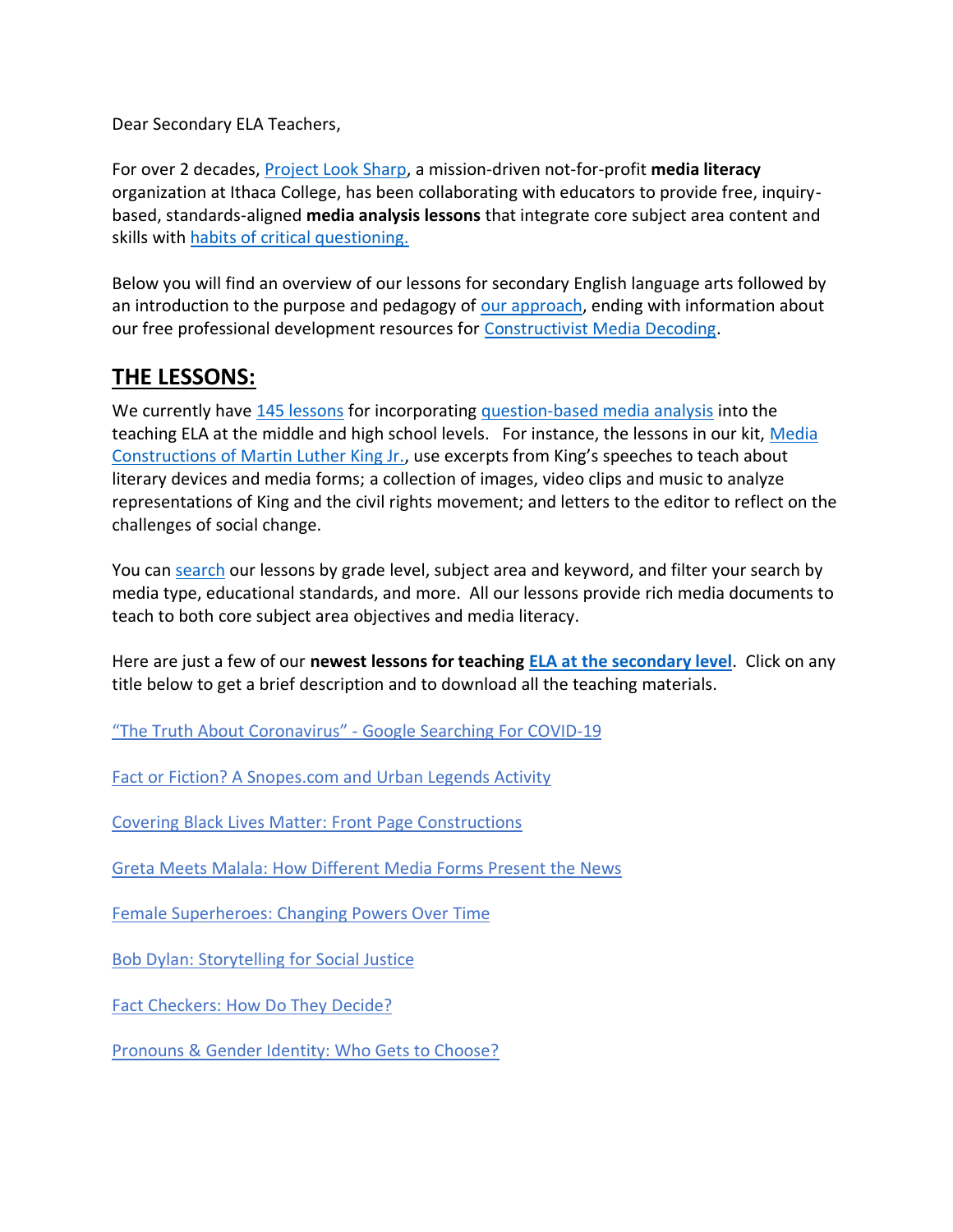Dear Secondary ELA Teachers,

For over 2 decades, Project Look Sharp, a mission-driven not-for-profit **media literacy** organization at Ithaca College, has been collaborating with educators to provide free, inquiry-based, standards-aligned **media analysis lessons** that integrate core subject area content and skills with habits of critical questioning.

Below you will find an overview of our lessons for secondary English language arts followed by an introduction to the purpose and pedagogy of our approach, ending with information about our free professional development resources for Constructivist Media Decoding.

## THE LESSONS:

We currently have 145 lessons for incorporating question-based media analysis into the teaching ELA at the middle and high school levels. For instance, the lessons in our kit, Media Constructions of Martin Luther King Jr., use excerpts from King's speeches to teach about literary devices and media forms; a collection of images, video clips and music to analyze representations of King and the civil rights movement; and letters to the editor to reflect on the challenges of social change.

You can search our lessons by grade level, subject area and keyword, and filter your search by media type, educational standards, and more. All our lessons provide rich media documents to teach to both core subject area objectives and media literacy.

Here are just a few of our **newest lessons for teaching ELA at the secondary level**. Click on any title below to get a brief description and to download all the teaching materials.

"The Truth About Coronavirus" - Google Searching For COVID-19

Fact or Fiction? A Snopes.com and Urban Legends Activity

Covering Black Lives Matter: Front Page Constructions

Greta Meets Malala: How Different Media Forms Present the News

Female Superheroes: Changing Powers Over Time

Bob Dylan: Storytelling for Social Justice

Fact Checkers: How Do They Decide?

Pronouns & Gender Identity: Who Gets to Choose?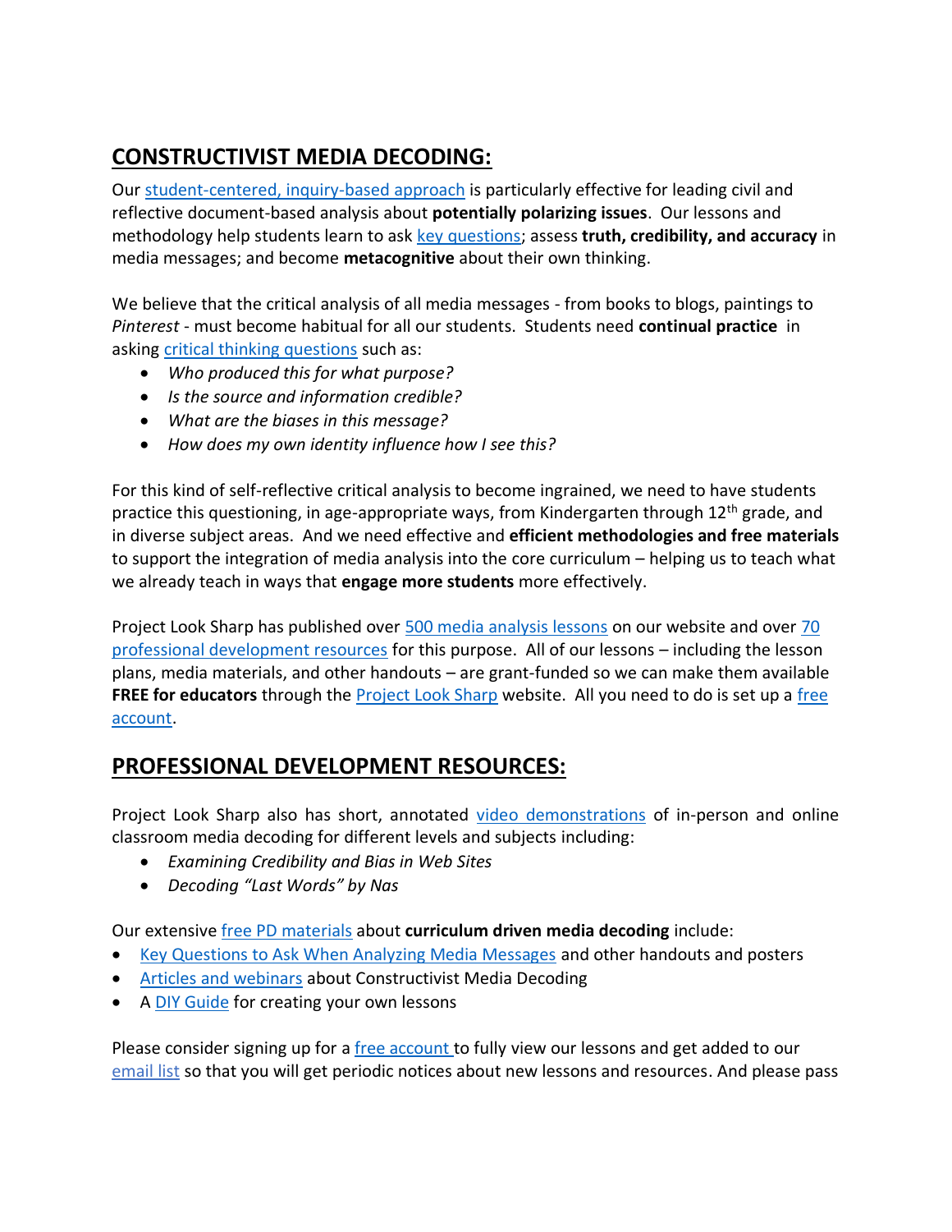## CONSTRUCTIVIST MEDIA DECODING:

Our student-centered, inquiry-based approach is particularly effective for leading civil and reflective document-based analysis about **potentially polarizing issues**. Our lessons and methodology help students learn to ask key questions; assess **truth, credibility, and accuracy** in media messages; and become **metacognitive** about their own thinking.

We believe that the critical analysis of all media messages - from books to blogs, paintings to *Pinterest* - must become habitual for all our students. Students need **continual practice** in asking critical thinking questions such as:

- *Who produced this for what purpose?*
- *Is the source and information credible?*
- *What are the biases in this message?*
- *How does my own identity influence how I see this?*

For this kind of self-reflective critical analysis to become ingrained, we need to have students practice this questioning, in age-appropriate ways, from Kindergarten through 12th grade, and in diverse subject areas. And we need effective and **efficient methodologies and free materials** to support the integration of media analysis into the core curriculum – helping us to teach what we already teach in ways that **engage more students** more effectively.

Project Look Sharp has published over 500 media analysis lessons on our website and over 70 professional development resources for this purpose. All of our lessons – including the lesson plans, media materials, and other handouts – are grant-funded so we can make them available **FREE for educators** through the Project Look Sharp website. All you need to do is set up a free account.

## PROFESSIONAL DEVELOPMENT RESOURCES:

Project Look Sharp also has short, annotated video demonstrations of in-person and online classroom media decoding for different levels and subjects including:

- *Examining Credibility and Bias in Web Sites*
- *Decoding "Last Words" by Nas*

Our extensive free PD materials about **curriculum driven media decoding** include:

- Key Questions to Ask When Analyzing Media Messages and other handouts and posters
- Articles and webinars about Constructivist Media Decoding
- A DIY Guide for creating your own lessons

Please consider signing up for a free account to fully view our lessons and get added to our email list so that you will get periodic notices about new lessons and resources. And please pass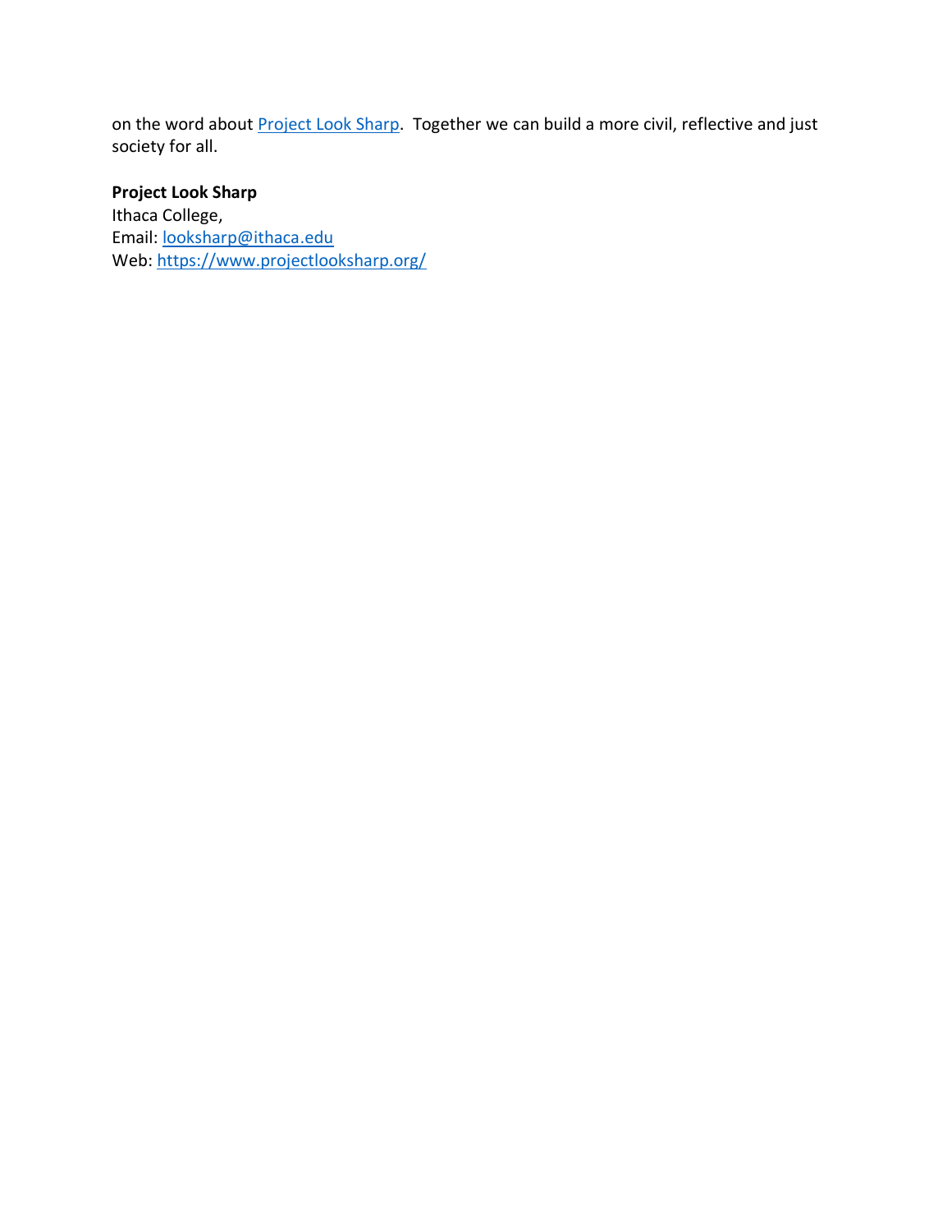on the word about Project Look Sharp. Together we can build a more civil, reflective and just society for all.

**Project Look Sharp**
Ithaca College,
Email: looksharp@ithaca.edu
Web: https://www.projectlooksharp.org/